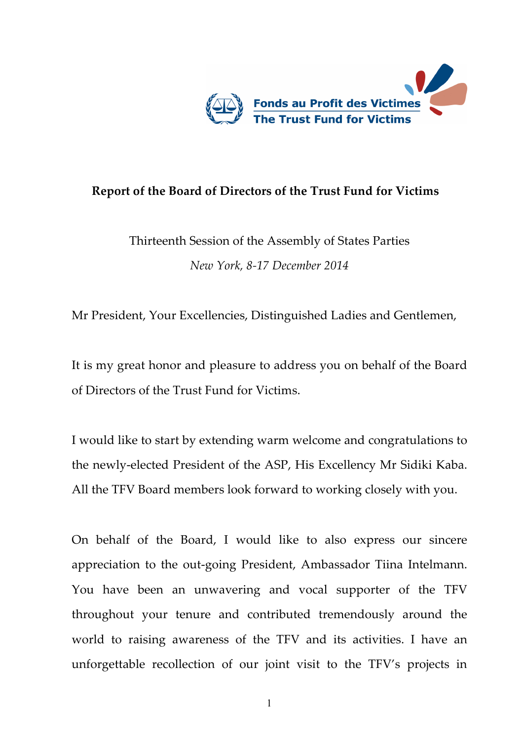Fonds au Profit des Victimes
The Trust Fund for Victims

**Report of the Board of Directors of the Trust Fund for Victims**

Thirteenth Session of the Assembly of States Parties

*New York, 8-17 December 2014*

Mr President, Your Excellencies, Distinguished Ladies and Gentlemen,

It is my great honor and pleasure to address you on behalf of the Board of Directors of the Trust Fund for Victims.

I would like to start by extending warm welcome and congratulations to the newly-elected President of the ASP, His Excellency Mr Sidiki Kaba. All the TFV Board members look forward to working closely with you.

On behalf of the Board, I would like to also express our sincere appreciation to the out-going President, Ambassador Tiina Intelmann. You have been an unwavering and vocal supporter of the TFV throughout your tenure and contributed tremendously around the world to raising awareness of the TFV and its activities. I have an unforgettable recollection of our joint visit to the TFV's projects in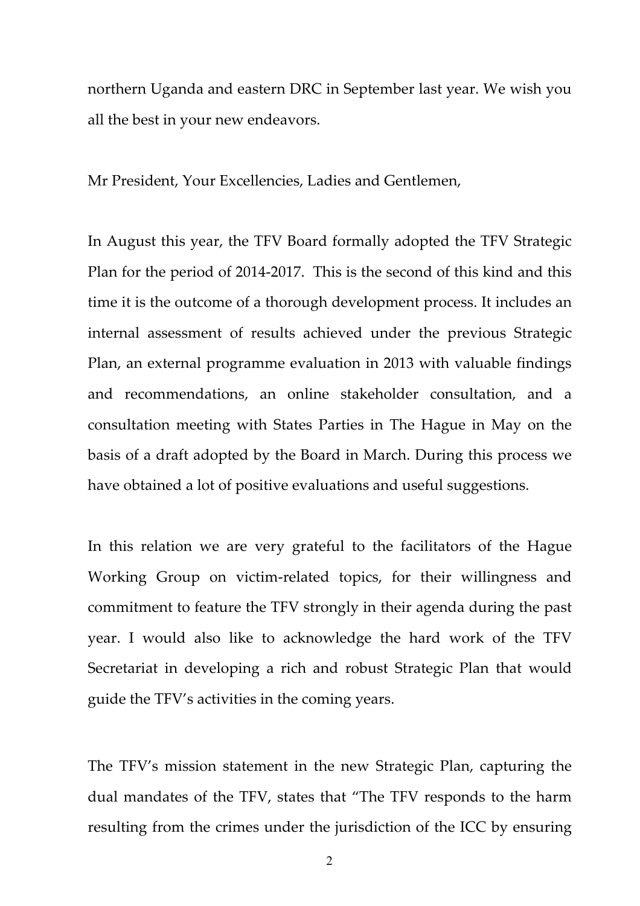northern Uganda and eastern DRC in September last year. We wish you all the best in your new endeavors.

Mr President, Your Excellencies, Ladies and Gentlemen,

In August this year, the TFV Board formally adopted the TFV Strategic Plan for the period of 2014-2017. This is the second of this kind and this time it is the outcome of a thorough development process. It includes an internal assessment of results achieved under the previous Strategic Plan, an external programme evaluation in 2013 with valuable findings and recommendations, an online stakeholder consultation, and a consultation meeting with States Parties in The Hague in May on the basis of a draft adopted by the Board in March. During this process we have obtained a lot of positive evaluations and useful suggestions.

In this relation we are very grateful to the facilitators of the Hague Working Group on victim-related topics, for their willingness and commitment to feature the TFV strongly in their agenda during the past year. I would also like to acknowledge the hard work of the TFV Secretariat in developing a rich and robust Strategic Plan that would guide the TFV's activities in the coming years.

The TFV's mission statement in the new Strategic Plan, capturing the dual mandates of the TFV, states that "The TFV responds to the harm resulting from the crimes under the jurisdiction of the ICC by ensuring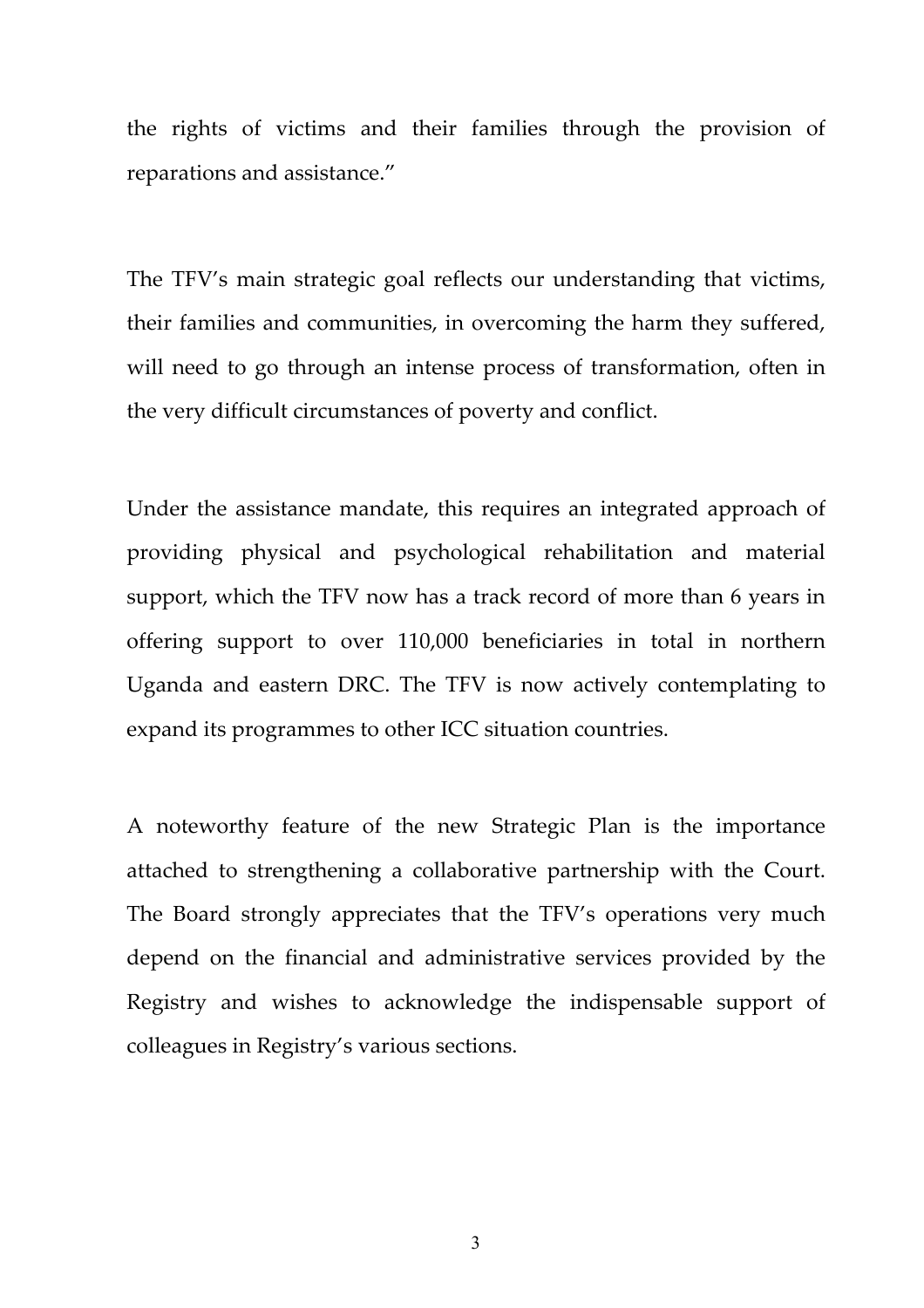the rights of victims and their families through the provision of reparations and assistance."

The TFV's main strategic goal reflects our understanding that victims, their families and communities, in overcoming the harm they suffered, will need to go through an intense process of transformation, often in the very difficult circumstances of poverty and conflict.

Under the assistance mandate, this requires an integrated approach of providing physical and psychological rehabilitation and material support, which the TFV now has a track record of more than 6 years in offering support to over 110,000 beneficiaries in total in northern Uganda and eastern DRC. The TFV is now actively contemplating to expand its programmes to other ICC situation countries.

A noteworthy feature of the new Strategic Plan is the importance attached to strengthening a collaborative partnership with the Court. The Board strongly appreciates that the TFV's operations very much depend on the financial and administrative services provided by the Registry and wishes to acknowledge the indispensable support of colleagues in Registry's various sections.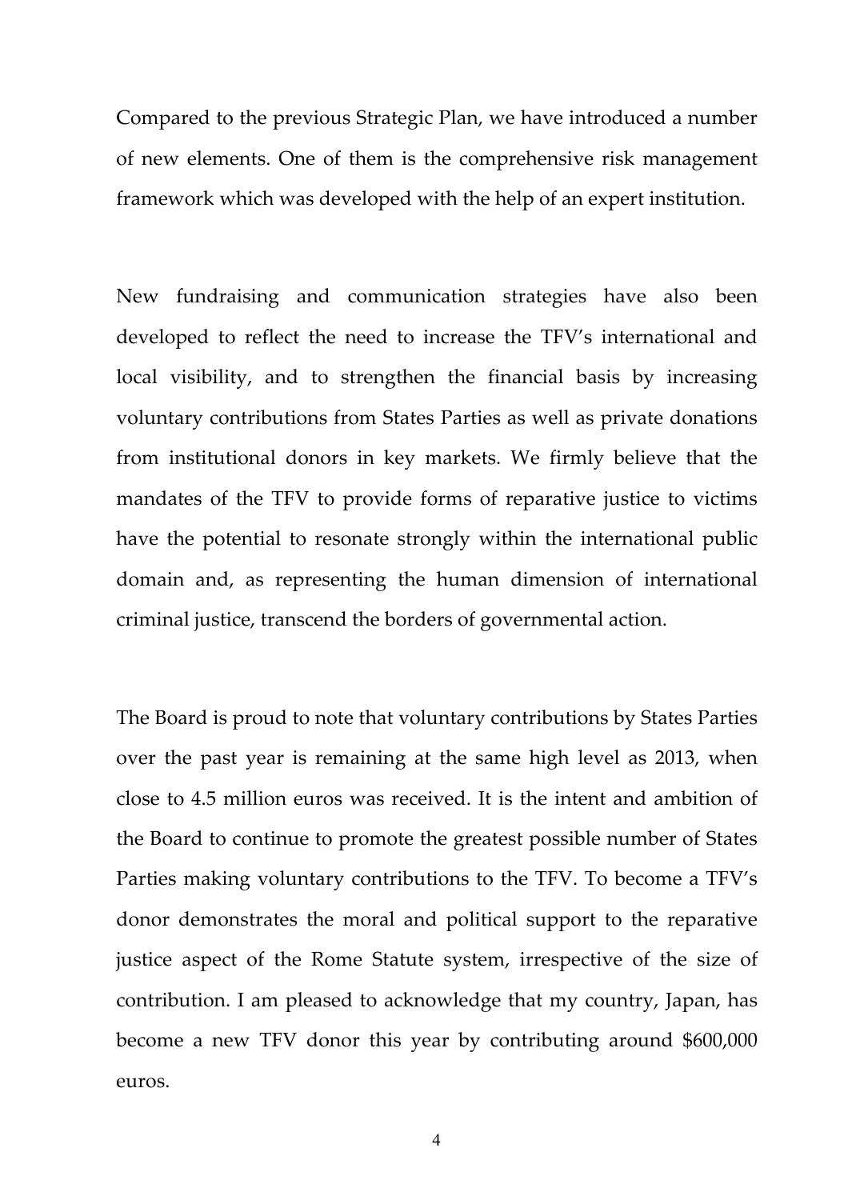Compared to the previous Strategic Plan, we have introduced a number of new elements. One of them is the comprehensive risk management framework which was developed with the help of an expert institution.

New fundraising and communication strategies have also been developed to reflect the need to increase the TFV's international and local visibility, and to strengthen the financial basis by increasing voluntary contributions from States Parties as well as private donations from institutional donors in key markets. We firmly believe that the mandates of the TFV to provide forms of reparative justice to victims have the potential to resonate strongly within the international public domain and, as representing the human dimension of international criminal justice, transcend the borders of governmental action.

The Board is proud to note that voluntary contributions by States Parties over the past year is remaining at the same high level as 2013, when close to 4.5 million euros was received. It is the intent and ambition of the Board to continue to promote the greatest possible number of States Parties making voluntary contributions to the TFV. To become a TFV's donor demonstrates the moral and political support to the reparative justice aspect of the Rome Statute system, irrespective of the size of contribution. I am pleased to acknowledge that my country, Japan, has become a new TFV donor this year by contributing around $600,000 euros.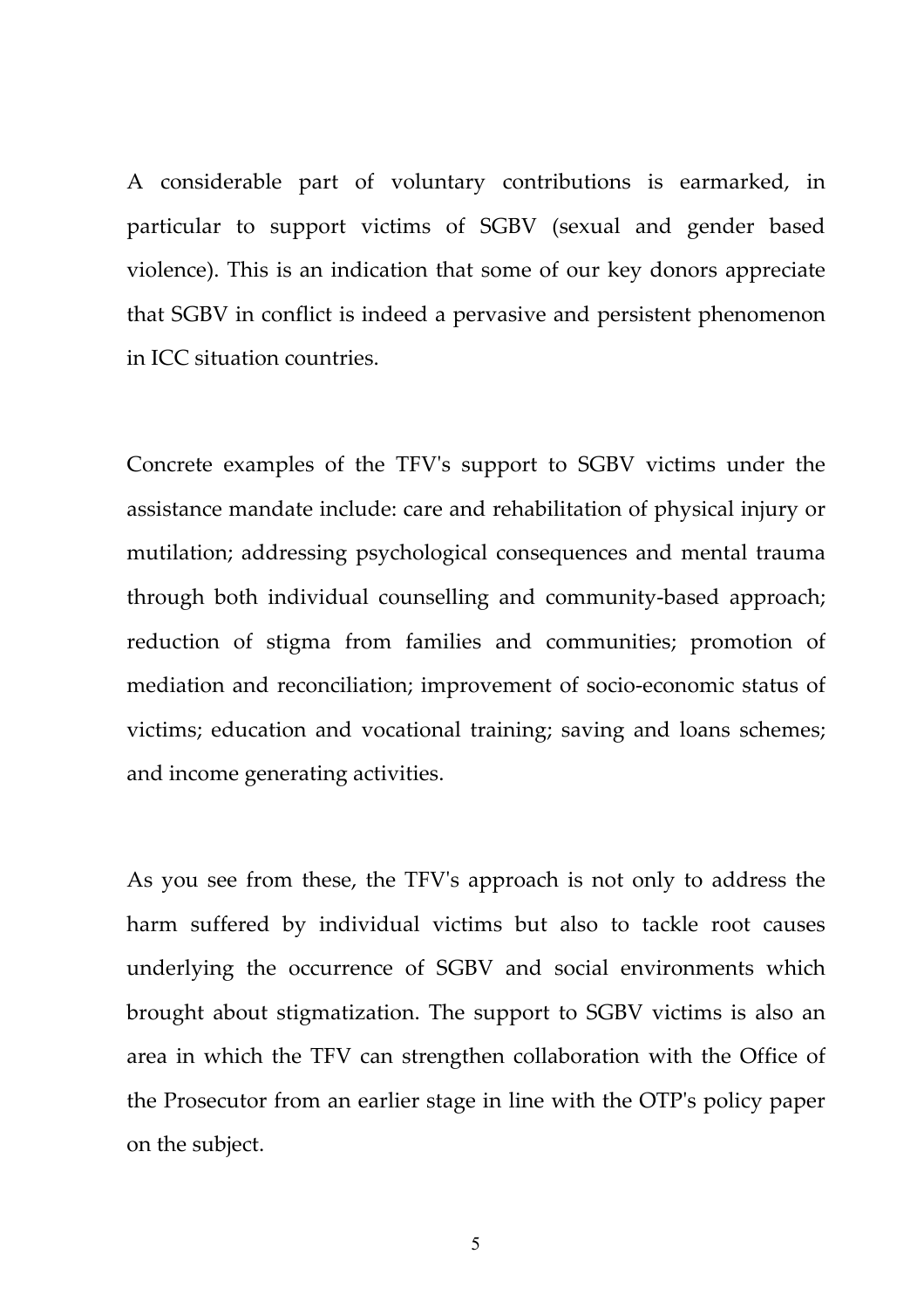A considerable part of voluntary contributions is earmarked, in particular to support victims of SGBV (sexual and gender based violence). This is an indication that some of our key donors appreciate that SGBV in conflict is indeed a pervasive and persistent phenomenon in ICC situation countries.

Concrete examples of the TFV's support to SGBV victims under the assistance mandate include: care and rehabilitation of physical injury or mutilation; addressing psychological consequences and mental trauma through both individual counselling and community-based approach; reduction of stigma from families and communities; promotion of mediation and reconciliation; improvement of socio-economic status of victims; education and vocational training; saving and loans schemes; and income generating activities.

As you see from these, the TFV's approach is not only to address the harm suffered by individual victims but also to tackle root causes underlying the occurrence of SGBV and social environments which brought about stigmatization. The support to SGBV victims is also an area in which the TFV can strengthen collaboration with the Office of the Prosecutor from an earlier stage in line with the OTP's policy paper on the subject.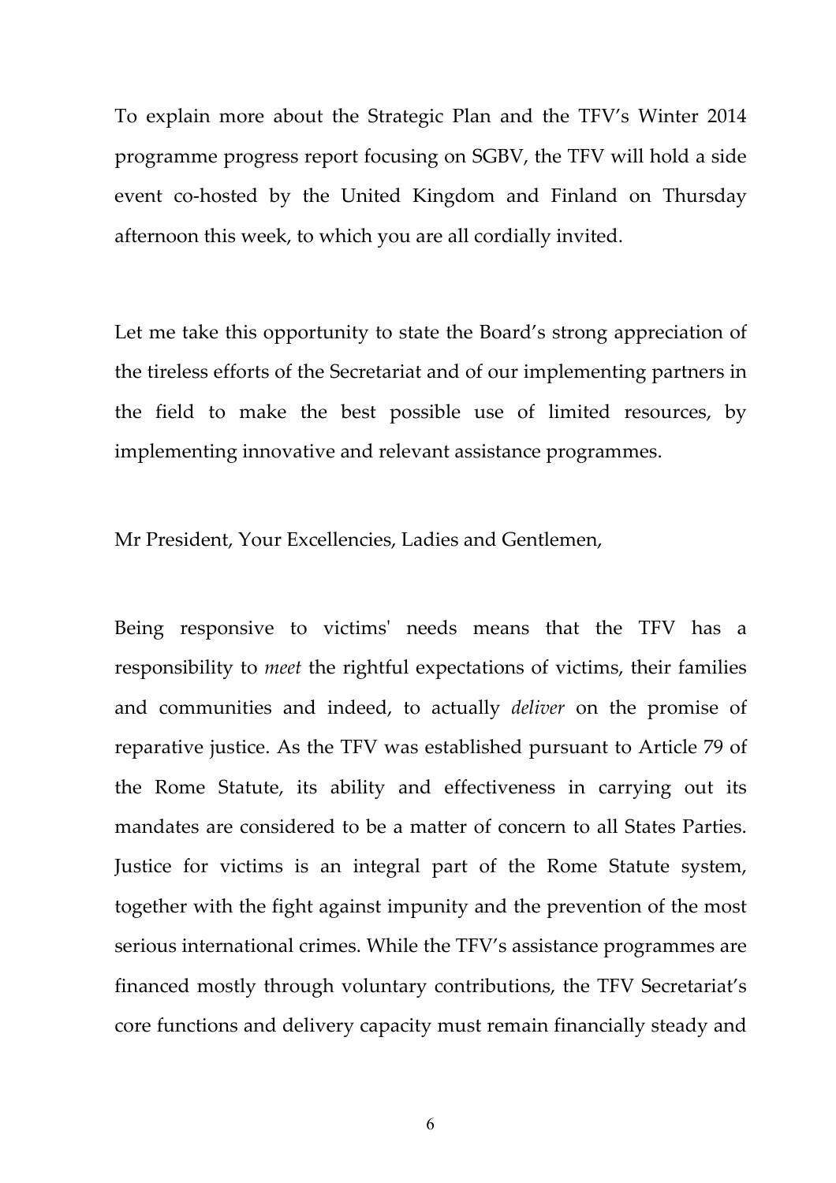To explain more about the Strategic Plan and the TFV's Winter 2014 programme progress report focusing on SGBV, the TFV will hold a side event co-hosted by the United Kingdom and Finland on Thursday afternoon this week, to which you are all cordially invited.

Let me take this opportunity to state the Board's strong appreciation of the tireless efforts of the Secretariat and of our implementing partners in the field to make the best possible use of limited resources, by implementing innovative and relevant assistance programmes.

Mr President, Your Excellencies, Ladies and Gentlemen,

Being responsive to victims' needs means that the TFV has a responsibility to *meet* the rightful expectations of victims, their families and communities and indeed, to actually *deliver* on the promise of reparative justice. As the TFV was established pursuant to Article 79 of the Rome Statute, its ability and effectiveness in carrying out its mandates are considered to be a matter of concern to all States Parties. Justice for victims is an integral part of the Rome Statute system, together with the fight against impunity and the prevention of the most serious international crimes. While the TFV's assistance programmes are financed mostly through voluntary contributions, the TFV Secretariat's core functions and delivery capacity must remain financially steady and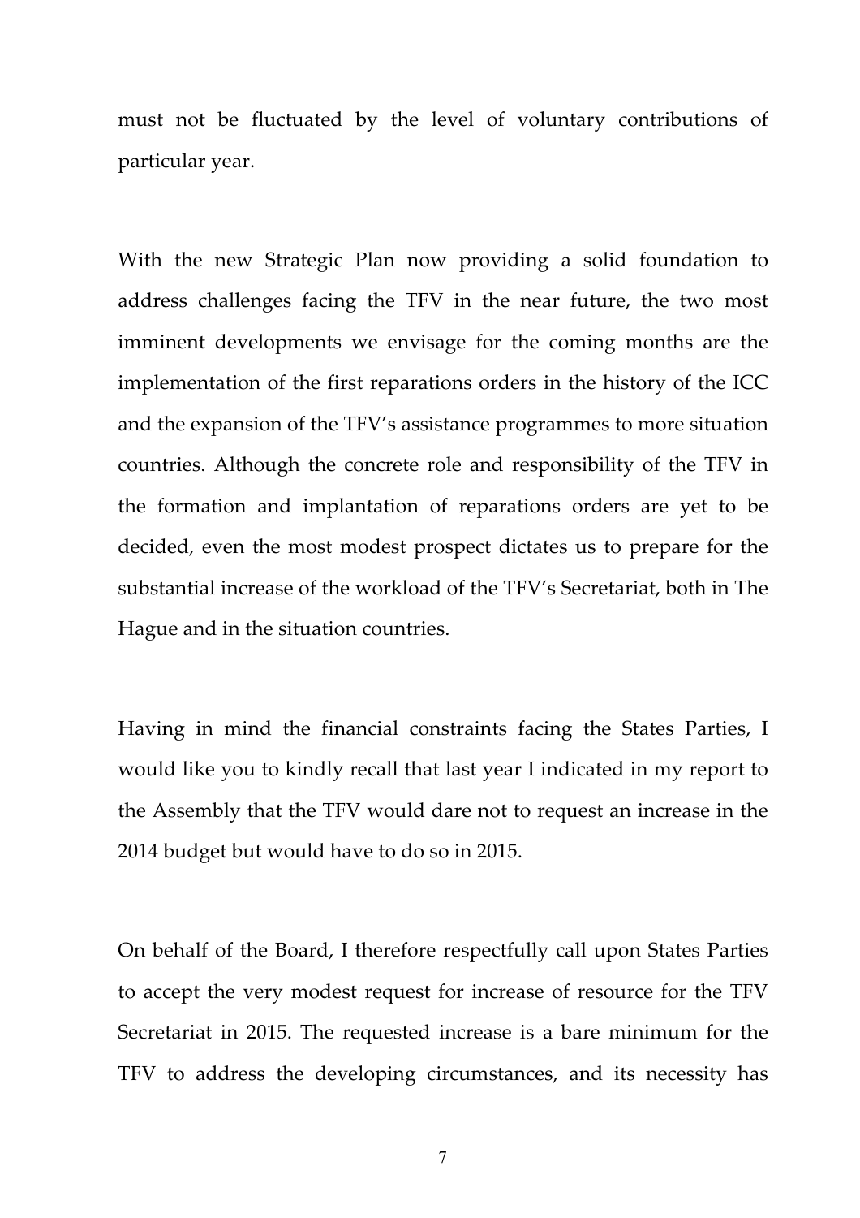must not be fluctuated by the level of voluntary contributions of particular year.

With the new Strategic Plan now providing a solid foundation to address challenges facing the TFV in the near future, the two most imminent developments we envisage for the coming months are the implementation of the first reparations orders in the history of the ICC and the expansion of the TFV's assistance programmes to more situation countries. Although the concrete role and responsibility of the TFV in the formation and implantation of reparations orders are yet to be decided, even the most modest prospect dictates us to prepare for the substantial increase of the workload of the TFV's Secretariat, both in The Hague and in the situation countries.

Having in mind the financial constraints facing the States Parties, I would like you to kindly recall that last year I indicated in my report to the Assembly that the TFV would dare not to request an increase in the 2014 budget but would have to do so in 2015.

On behalf of the Board, I therefore respectfully call upon States Parties to accept the very modest request for increase of resource for the TFV Secretariat in 2015. The requested increase is a bare minimum for the TFV to address the developing circumstances, and its necessity has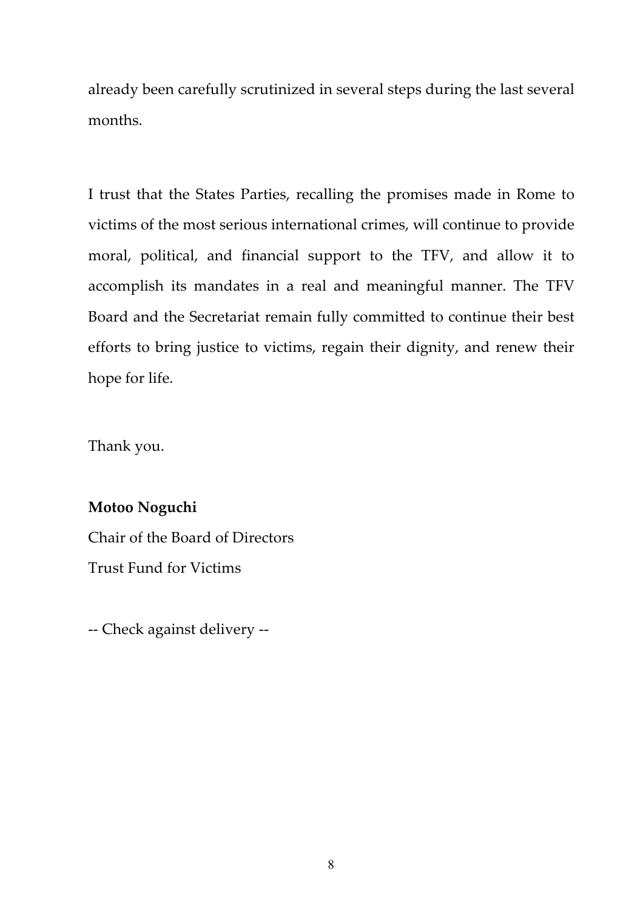already been carefully scrutinized in several steps during the last several months.

I trust that the States Parties, recalling the promises made in Rome to victims of the most serious international crimes, will continue to provide moral, political, and financial support to the TFV, and allow it to accomplish its mandates in a real and meaningful manner. The TFV Board and the Secretariat remain fully committed to continue their best efforts to bring justice to victims, regain their dignity, and renew their hope for life.

Thank you.

**Motoo Noguchi**
Chair of the Board of Directors
Trust Fund for Victims

-- Check against delivery --